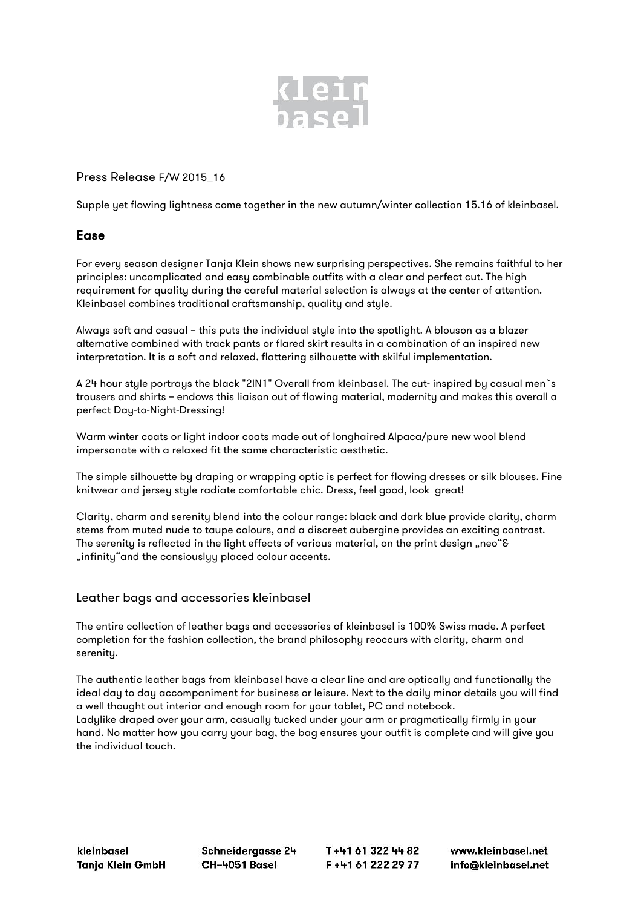kleinbasel

Press Release F/W 2015_16

Supple yet flowing lightness come together in the new autumn/winter collection 15.16 of kleinbasel.

## Ease

For every season designer Tanja Klein shows new surprising perspectives. She remains faithful to her principles: uncomplicated and easy combinable outfits with a clear and perfect cut. The high requirement for quality during the careful material selection is always at the center of attention. Kleinbasel combines traditional craftsmanship, quality and style.

Always soft and casual – this puts the individual style into the spotlight. A blouson as a blazer alternative combined with track pants or flared skirt results in a combination of an inspired new interpretation. It is a soft and relaxed, flattering silhouette with skilful implementation.

A 24 hour style portrays the black "2IN1" Overall from kleinbasel. The cut- inspired by casual men`s trousers and shirts – endows this liaison out of flowing material, modernity and makes this overall a perfect Day-to-Night-Dressing!

Warm winter coats or light indoor coats made out of longhaired Alpaca/pure new wool blend impersonate with a relaxed fit the same characteristic aesthetic.

The simple silhouette by draping or wrapping optic is perfect for flowing dresses or silk blouses. Fine knitwear and jersey style radiate comfortable chic. Dress, feel good, look great!

Clarity, charm and serenity blend into the colour range: black and dark blue provide clarity, charm stems from muted nude to taupe colours, and a discreet aubergine provides an exciting contrast. The serenity is reflected in the light effects of various material, on the print design „neo"& „infinity"and the consiouslyy placed colour accents.

### Leather bags and accessories kleinbasel

The entire collection of leather bags and accessories of kleinbasel is 100% Swiss made. A perfect completion for the fashion collection, the brand philosophy reoccurs with clarity, charm and serenity.

The authentic leather bags from kleinbasel have a clear line and are optically and functionally the ideal day to day accompaniment for business or leisure. Next to the daily minor details you will find a well thought out interior and enough room for your tablet, PC and notebook.
Ladylike draped over your arm, casually tucked under your arm or pragmatically firmly in your hand. No matter how you carry your bag, the bag ensures your outfit is complete and will give you the individual touch.

kleinbasel
Tanja Klein GmbH

Schneidergasse 24
CH–4051 Basel

T +41 61 322 44 82
F +41 61 222 29 77

www.kleinbasel.net
info@kleinbasel.net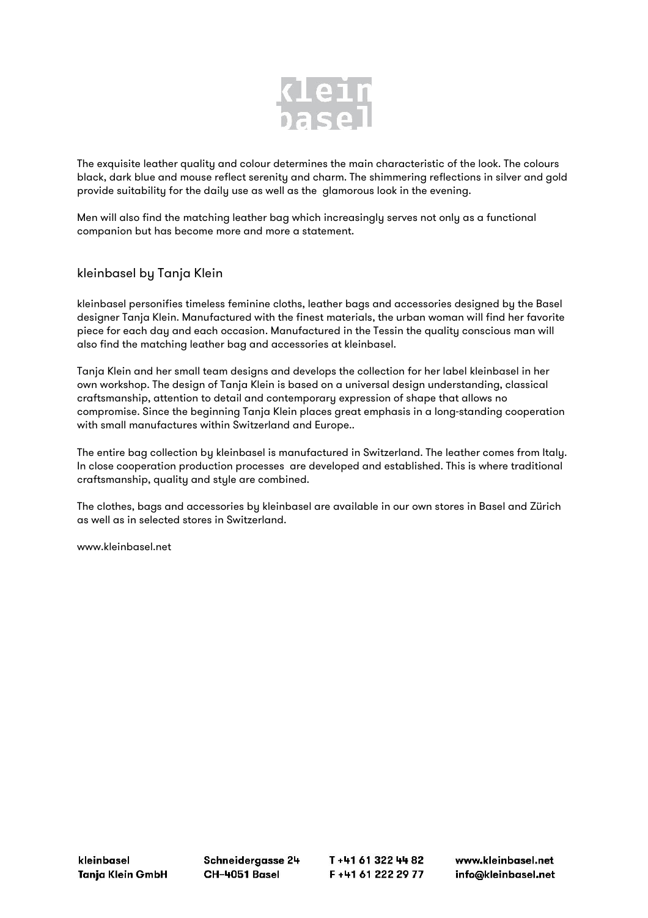The exquisite leather quality and colour determines the main characteristic of the look. The colours black, dark blue and mouse reflect serenity and charm. The shimmering reflections in silver and gold provide suitability for the daily use as well as the glamorous look in the evening.

Men will also find the matching leather bag which increasingly serves not only as a functional companion but has become more and more a statement.

## kleinbasel by Tanja Klein

kleinbasel personifies timeless feminine cloths, leather bags and accessories designed by the Basel designer Tanja Klein. Manufactured with the finest materials, the urban woman will find her favorite piece for each day and each occasion. Manufactured in the Tessin the quality conscious man will also find the matching leather bag and accessories at kleinbasel.

Tanja Klein and her small team designs and develops the collection for her label kleinbasel in her own workshop. The design of Tanja Klein is based on a universal design understanding, classical craftsmanship, attention to detail and contemporary expression of shape that allows no compromise. Since the beginning Tanja Klein places great emphasis in a long-standing cooperation with small manufactures within Switzerland and Europe..

The entire bag collection by kleinbasel is manufactured in Switzerland. The leather comes from Italy. In close cooperation production processes are developed and established. This is where traditional craftsmanship, quality and style are combined.

The clothes, bags and accessories by kleinbasel are available in our own stores in Basel and Zürich as well as in selected stores in Switzerland.

www.kleinbasel.net

**kleinbasel**
**Tanja Klein GmbH**

**Schneidergasse 24**
**CH–4051 Basel**

**T +41 61 322 44 82**
**F +41 61 222 29 77**

**www.kleinbasel.net**
**info@kleinbasel.net**